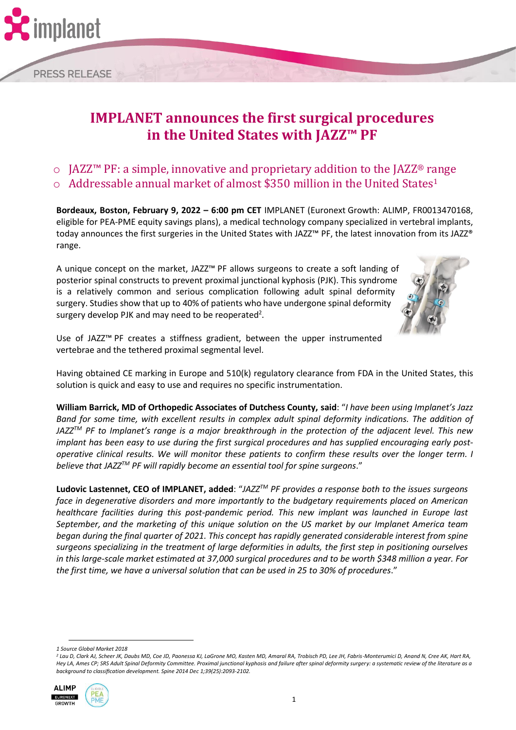# IMPLANET announces the first surgical procedures in the United States with JAZZ™ PF

- JAZZ™ PF: a simple, innovative and proprietary addition to the JAZZ® range
- Addressable annual market of almost $350 million in the United States[1]

**Bordeaux, Boston, February 9, 2022 – 6:00 pm CET** IMPLANET (Euronext Growth: ALIMP, FR0013470168, eligible for PEA-PME equity savings plans), a medical technology company specialized in vertebral implants, today announces the first surgeries in the United States with JAZZ™ PF, the latest innovation from its JAZZ® range.

A unique concept on the market, JAZZ™ PF allows surgeons to create a soft landing of posterior spinal constructs to prevent proximal junctional kyphosis (PJK). This syndrome is a relatively common and serious complication following adult spinal deformity surgery. Studies show that up to 40% of patients who have undergone spinal deformity surgery develop PJK and may need to be reoperated[2].

Use of JAZZ™ PF creates a stiffness gradient, between the upper instrumented vertebrae and the tethered proximal segmental level.

Having obtained CE marking in Europe and 510(k) regulatory clearance from FDA in the United States, this solution is quick and easy to use and requires no specific instrumentation.

**William Barrick, MD of Orthopedic Associates of Dutchess County, said**: "*I have been using Implanet's Jazz Band for some time, with excellent results in complex adult spinal deformity indications. The addition of JAZZ™ PF to Implanet's range is a major breakthrough in the protection of the adjacent level. This new implant has been easy to use during the first surgical procedures and has supplied encouraging early post-operative clinical results. We will monitor these patients to confirm these results over the longer term. I believe that JAZZ™ PF will rapidly become an essential tool for spine surgeons*."

**Ludovic Lastennet, CEO of IMPLANET, added**: "*JAZZ™ PF provides a response both to the issues surgeons face in degenerative disorders and more importantly to the budgetary requirements placed on American healthcare facilities during this post-pandemic period. This new implant was launched in Europe last September, and the marketing of this unique solution on the US market by our Implanet America team began during the final quarter of 2021. This concept has rapidly generated considerable interest from spine surgeons specializing in the treatment of large deformities in adults, the first step in positioning ourselves in this large-scale market estimated at 37,000 surgical procedures and to be worth $348 million a year. For the first time, we have a universal solution that can be used in 25 to 30% of procedures*."

---

*1 Source Global Market 2018*

*2 Lau D, Clark AJ, Scheer JK, Daubs MD, Coe JD, Paonessa KJ, LaGrone MO, Kasten MD, Amaral RA, Trobisch PD, Lee JH, Fabris-Monterumici D, Anand N, Cree AK, Hart RA, Hey LA, Ames CP; SRS Adult Spinal Deformity Committee. Proximal junctional kyphosis and failure after spinal deformity surgery: a systematic review of the literature as a background to classification development. Spine 2014 Dec 1;39(25):2093-2102.*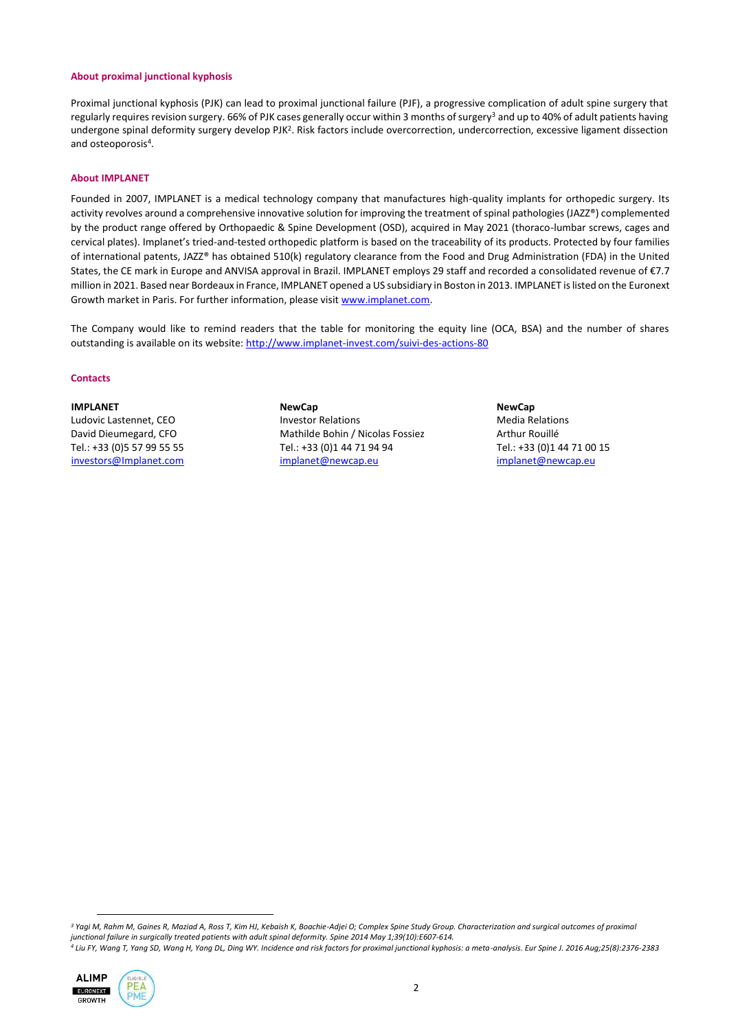### About proximal junctional kyphosis

Proximal junctional kyphosis (PJK) can lead to proximal junctional failure (PJF), a progressive complication of adult spine surgery that regularly requires revision surgery. 66% of PJK cases generally occur within 3 months of surgery[3] and up to 40% of adult patients having undergone spinal deformity surgery develop PJK[2]. Risk factors include overcorrection, undercorrection, excessive ligament dissection and osteoporosis[4].

### About IMPLANET

Founded in 2007, IMPLANET is a medical technology company that manufactures high-quality implants for orthopedic surgery. Its activity revolves around a comprehensive innovative solution for improving the treatment of spinal pathologies (JAZZ®) complemented by the product range offered by Orthopaedic & Spine Development (OSD), acquired in May 2021 (thoraco-lumbar screws, cages and cervical plates). Implanet's tried-and-tested orthopedic platform is based on the traceability of its products. Protected by four families of international patents, JAZZ® has obtained 510(k) regulatory clearance from the Food and Drug Administration (FDA) in the United States, the CE mark in Europe and ANVISA approval in Brazil. IMPLANET employs 29 staff and recorded a consolidated revenue of €7.7 million in 2021. Based near Bordeaux in France, IMPLANET opened a US subsidiary in Boston in 2013. IMPLANET is listed on the Euronext Growth market in Paris. For further information, please visit www.implanet.com.

The Company would like to remind readers that the table for monitoring the equity line (OCA, BSA) and the number of shares outstanding is available on its website: http://www.implanet-invest.com/suivi-des-actions-80

### Contacts

**IMPLANET**
Ludovic Lastennet, CEO
David Dieumegard, CFO
Tel.: +33 (0)5 57 99 55 55
investors@Implanet.com

**NewCap**
Investor Relations
Mathilde Bohin / Nicolas Fossiez
Tel.: +33 (0)1 44 71 94 94
implanet@newcap.eu

**NewCap**
Media Relations
Arthur Rouillé
Tel.: +33 (0)1 44 71 00 15
implanet@newcap.eu

---

*[3] Yagi M, Rahm M, Gaines R, Maziad A, Ross T, Kim HJ, Kebaish K, Boachie-Adjei O; Complex Spine Study Group. Characterization and surgical outcomes of proximal junctional failure in surgically treated patients with adult spinal deformity. Spine 2014 May 1;39(10):E607-614.*

*[4] Liu FY, Wang T, Yang SD, Wang H, Yang DL, Ding WY. Incidence and risk factors for proximal junctional kyphosis: a meta-analysis. Eur Spine J. 2016 Aug;25(8):2376-2383*